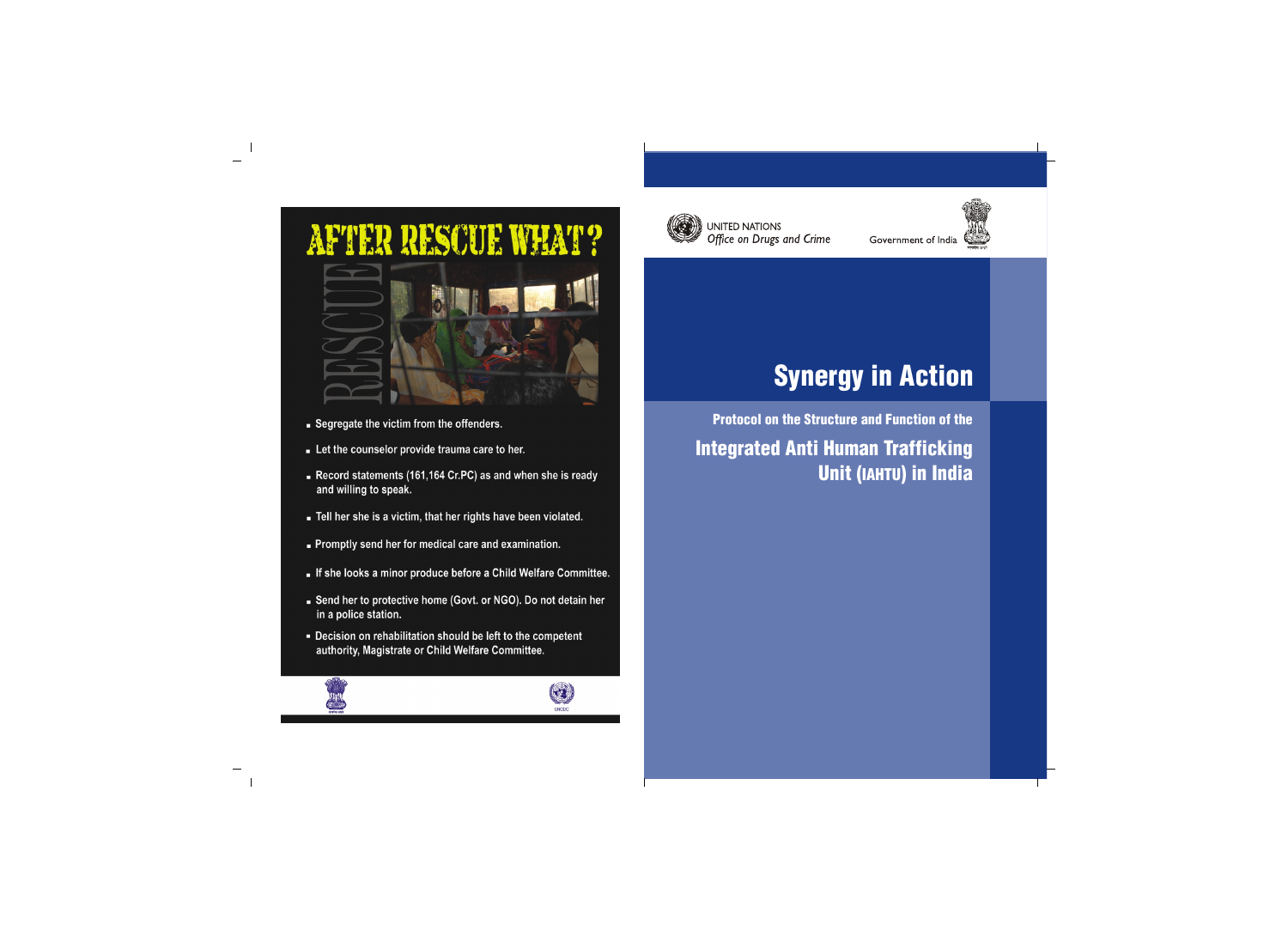# AFTER RESCUE WHAT?

RESCUE

- Segregate the victim from the offenders.
- Let the counselor provide trauma care to her.
- Record statements (161,164 Cr.PC) as and when she is ready and willing to speak.
- Tell her she is a victim, that her rights have been violated.
- Promptly send her for medical care and examination.
- If she looks a minor produce before a Child Welfare Committee.
- Send her to protective home (Govt. or NGO). Do not detain her in a police station.
- Decision on rehabilitation should be left to the competent authority, Magistrate or Child Welfare Committee.

UNODC

---

UNITED NATIONS
*Office on Drugs and Crime*

Government of India

# Synergy in Action

## Protocol on the Structure and Function of the Integrated Anti Human Trafficking Unit (IAHTU) in India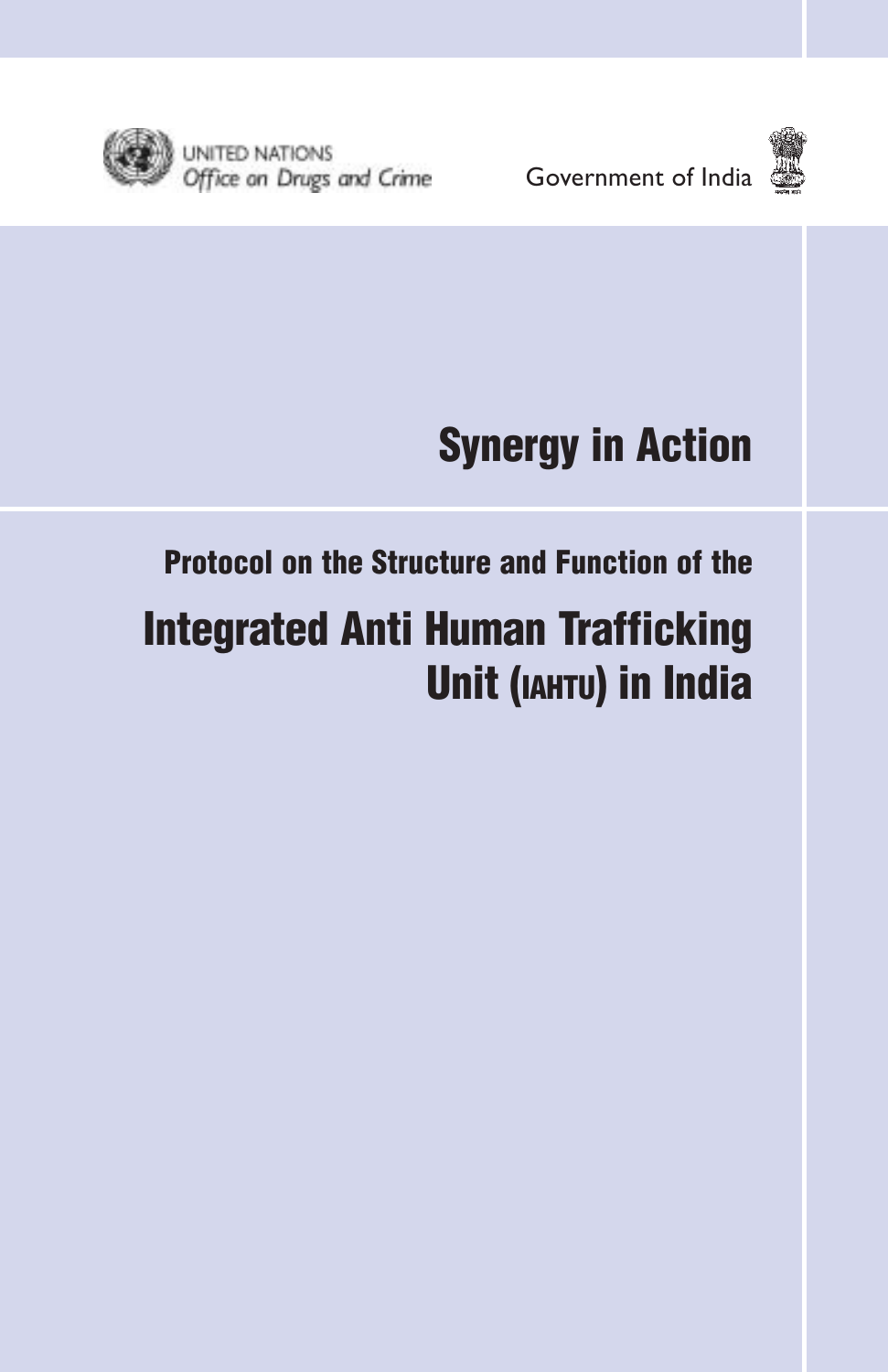UNITED NATIONS
*Office on Drugs and Crime*

Government of India

# Synergy in Action

## Protocol on the Structure and Function of the

# Integrated Anti Human Trafficking Unit (IAHTU) in India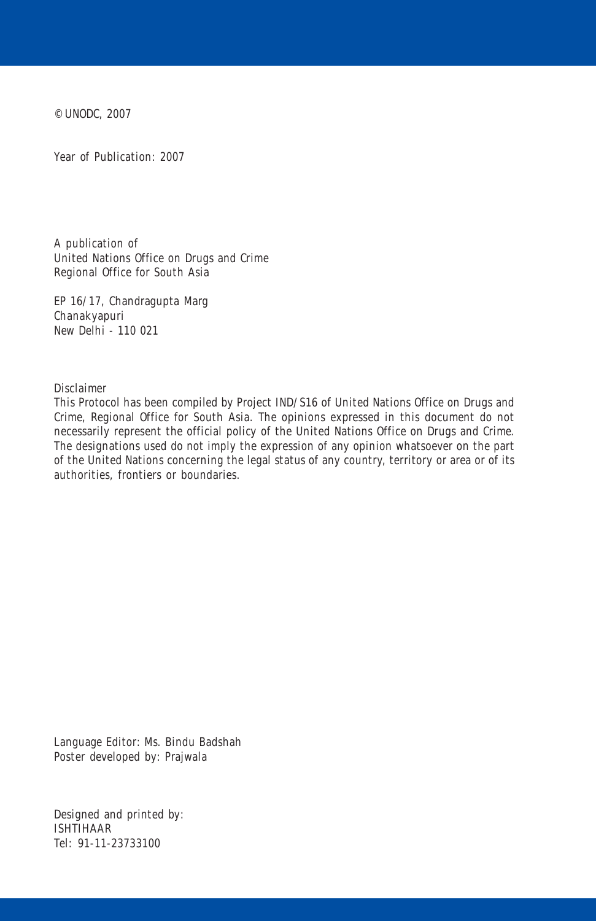© UNODC, 2007

Year of Publication: 2007

A publication of
United Nations Office on Drugs and Crime
Regional Office for South Asia

EP 16/17, Chandragupta Marg
Chanakyapuri
New Delhi - 110 021

Disclaimer
This Protocol has been compiled by Project IND/S16 of United Nations Office on Drugs and Crime, Regional Office for South Asia. The opinions expressed in this document do not necessarily represent the official policy of the United Nations Office on Drugs and Crime. The designations used do not imply the expression of any opinion whatsoever on the part of the United Nations concerning the legal status of any country, territory or area or of its authorities, frontiers or boundaries.

Language Editor: Ms. Bindu Badshah
Poster developed by: Prajwala

Designed and printed by:
ISHTIHAAR
Tel: 91-11-23733100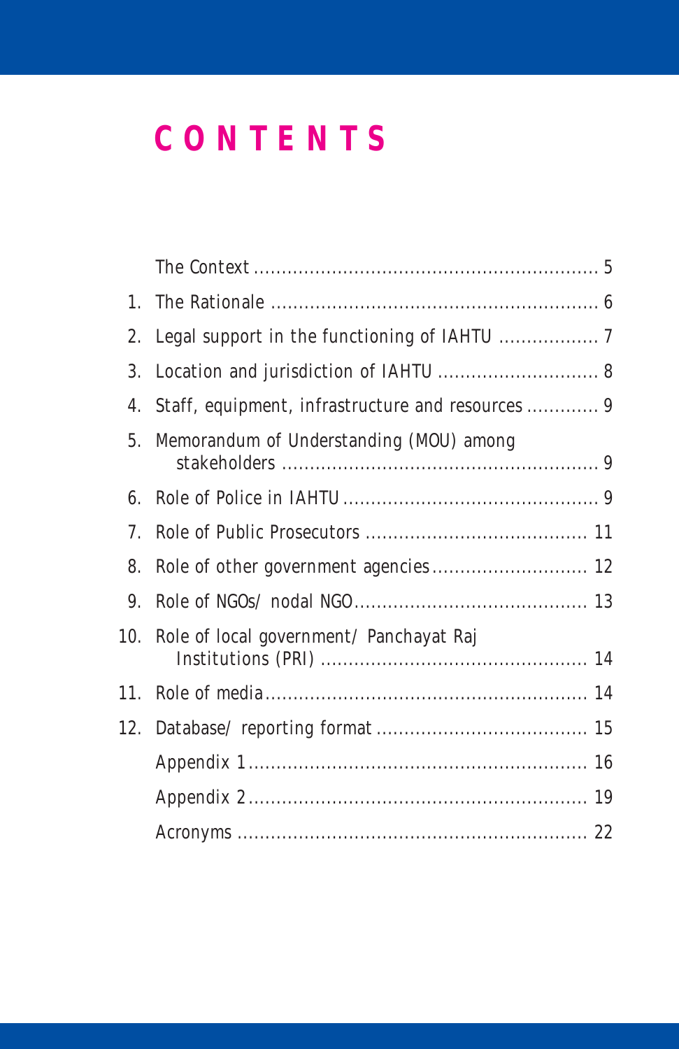# CONTENTS

| | | |
|---|---|---|
| | The Context | 5 |
| 1. | The Rationale | 6 |
| 2. | Legal support in the functioning of IAHTU | 7 |
| 3. | Location and jurisdiction of IAHTU | 8 |
| 4. | Staff, equipment, infrastructure and resources | 9 |
| 5. | Memorandum of Understanding (MOU) among stakeholders | 9 |
| 6. | Role of Police in IAHTU | 9 |
| 7. | Role of Public Prosecutors | 11 |
| 8. | Role of other government agencies | 12 |
| 9. | Role of NGOs/ nodal NGO | 13 |
| 10. | Role of local government/ Panchayat Raj Institutions (PRI) | 14 |
| 11. | Role of media | 14 |
| 12. | Database/ reporting format | 15 |
| | Appendix 1 | 16 |
| | Appendix 2 | 19 |
| | Acronyms | 22 |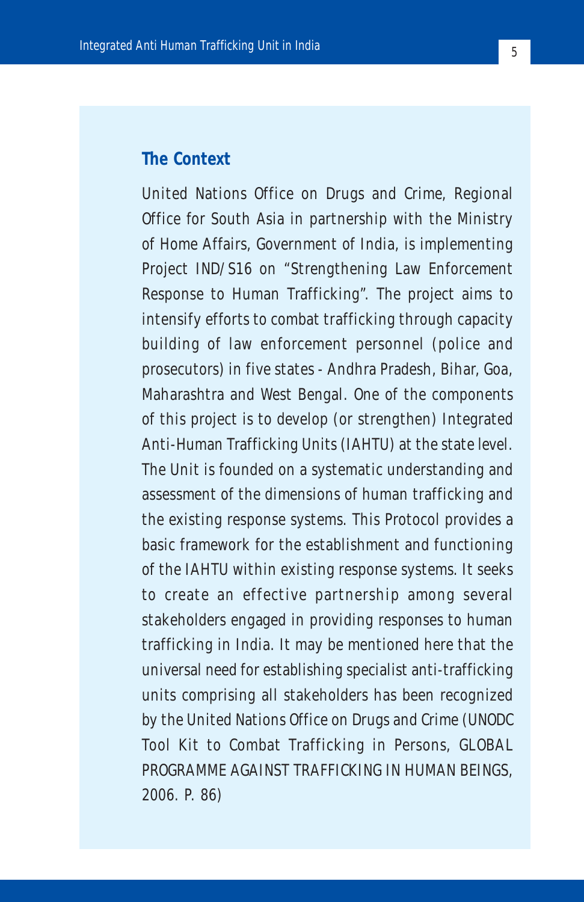## The Context

United Nations Office on Drugs and Crime, Regional Office for South Asia in partnership with the Ministry of Home Affairs, Government of India, is implementing Project IND/S16 on "Strengthening Law Enforcement Response to Human Trafficking". The project aims to intensify efforts to combat trafficking through capacity building of law enforcement personnel (police and prosecutors) in five states - Andhra Pradesh, Bihar, Goa, Maharashtra and West Bengal. One of the components of this project is to develop (or strengthen) Integrated Anti-Human Trafficking Units (IAHTU) at the state level. The Unit is founded on a systematic understanding and assessment of the dimensions of human trafficking and the existing response systems. This Protocol provides a basic framework for the establishment and functioning of the IAHTU within existing response systems. It seeks to create an effective partnership among several stakeholders engaged in providing responses to human trafficking in India. It may be mentioned here that the universal need for establishing specialist anti-trafficking units comprising all stakeholders has been recognized by the United Nations Office on Drugs and Crime (UNODC Tool Kit to Combat Trafficking in Persons, GLOBAL PROGRAMME AGAINST TRAFFICKING IN HUMAN BEINGS, 2006. P. 86)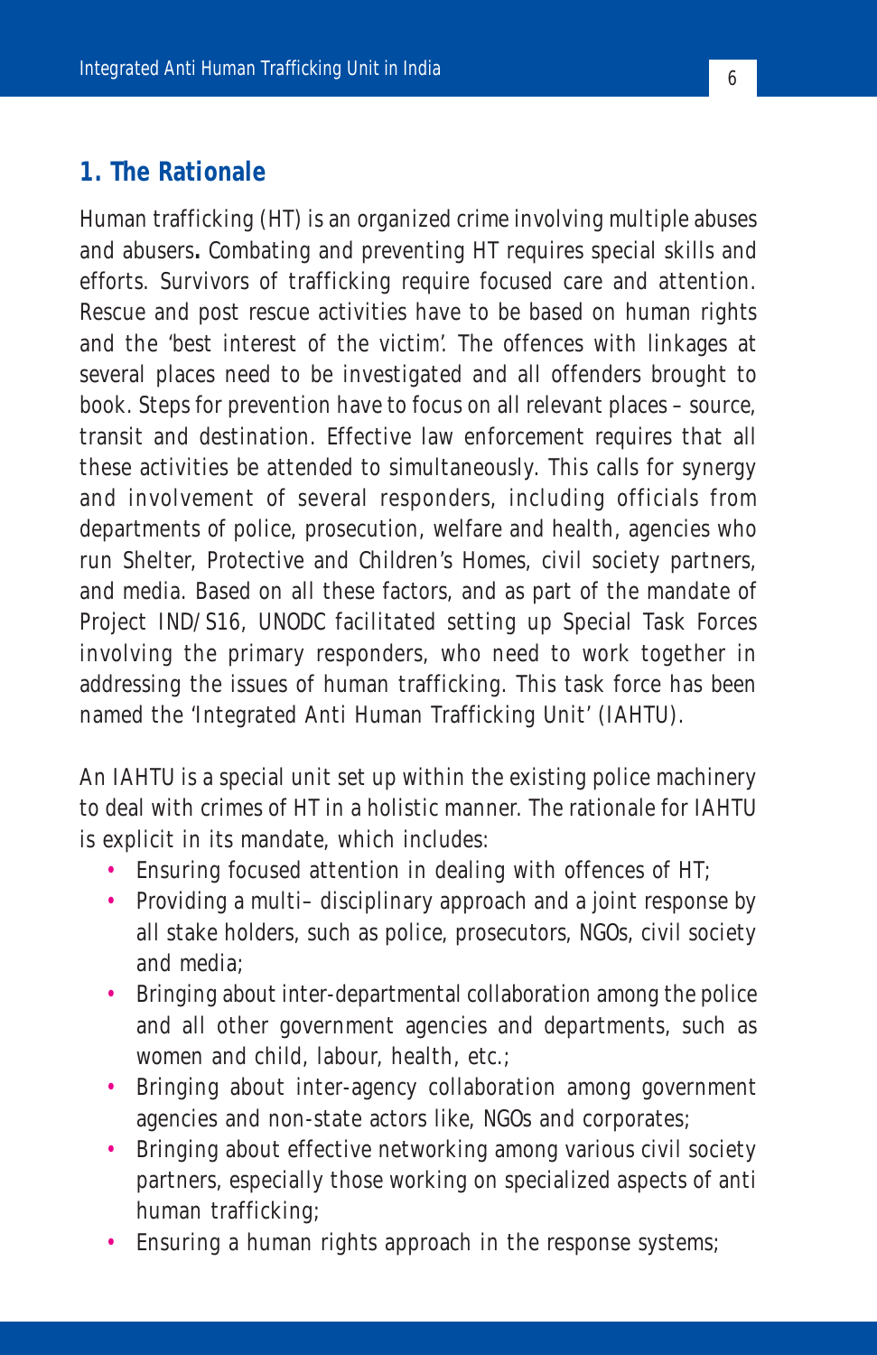## 1. The Rationale

Human trafficking (HT) is an organized crime involving multiple abuses and abusers**.** Combating and preventing HT requires special skills and efforts. Survivors of trafficking require focused care and attention. Rescue and post rescue activities have to be based on human rights and the 'best interest of the victim'. The offences with linkages at several places need to be investigated and all offenders brought to book. Steps for prevention have to focus on all relevant places – source, transit and destination. Effective law enforcement requires that all these activities be attended to simultaneously. This calls for synergy and involvement of several responders, including officials from departments of police, prosecution, welfare and health, agencies who run Shelter, Protective and Children's Homes, civil society partners, and media. Based on all these factors, and as part of the mandate of Project IND/S16, UNODC facilitated setting up Special Task Forces involving the primary responders, who need to work together in addressing the issues of human trafficking. This task force has been named the 'Integrated Anti Human Trafficking Unit' (IAHTU).

An IAHTU is a special unit set up within the existing police machinery to deal with crimes of HT in a holistic manner. The rationale for IAHTU is explicit in its mandate, which includes:

- Ensuring focused attention in dealing with offences of HT;
- Providing a multi– disciplinary approach and a joint response by all stake holders, such as police, prosecutors, NGOs, civil society and media;
- Bringing about inter-departmental collaboration among the police and all other government agencies and departments, such as women and child, labour, health, etc.;
- Bringing about inter-agency collaboration among government agencies and non-state actors like, NGOs and corporates;
- Bringing about effective networking among various civil society partners, especially those working on specialized aspects of anti human trafficking;
- Ensuring a human rights approach in the response systems;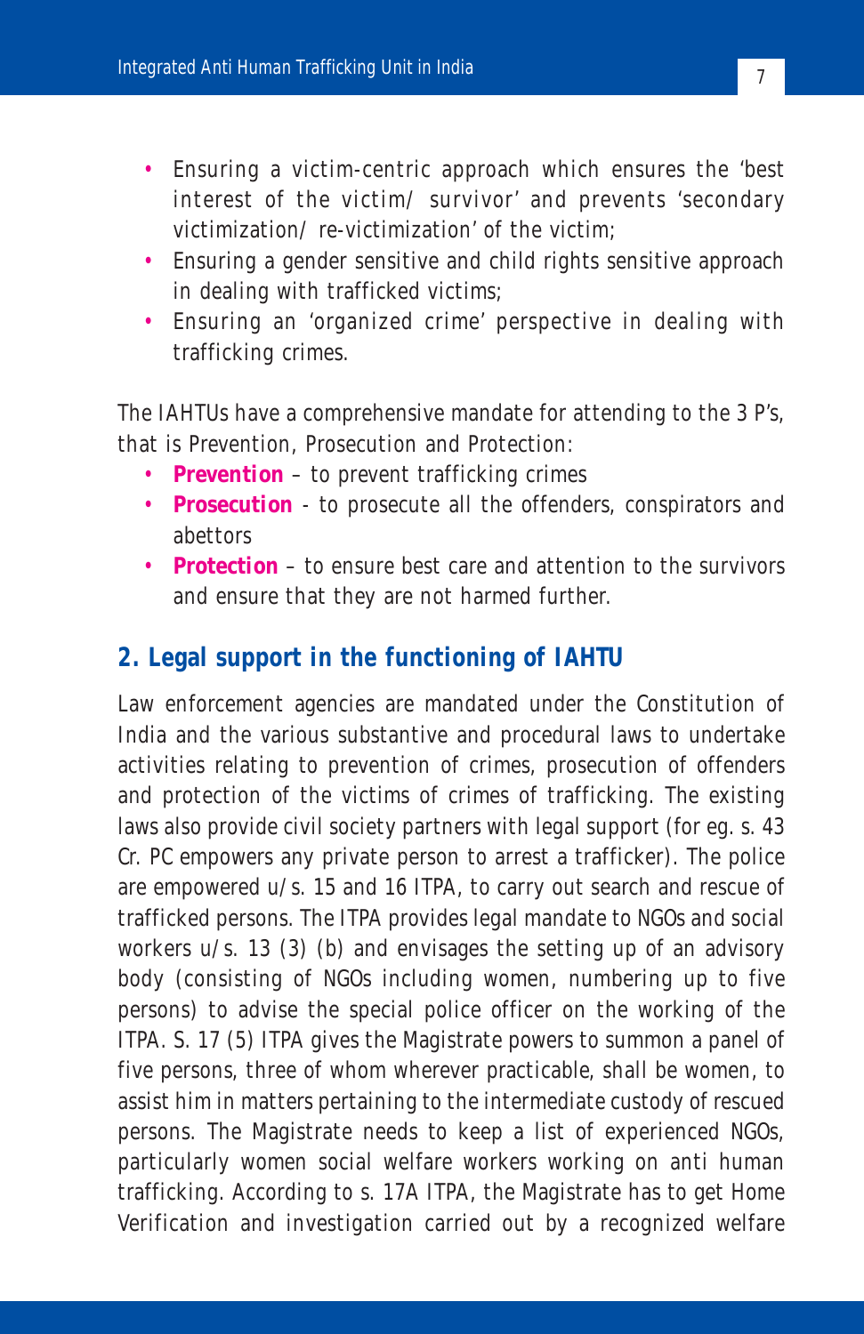- Ensuring a victim-centric approach which ensures the 'best interest of the victim/ survivor' and prevents 'secondary victimization/ re-victimization' of the victim;
- Ensuring a gender sensitive and child rights sensitive approach in dealing with trafficked victims;
- Ensuring an 'organized crime' perspective in dealing with trafficking crimes.

The IAHTUs have a comprehensive mandate for attending to the 3 P's, that is Prevention, Prosecution and Protection:

- **Prevention** – to prevent trafficking crimes
- **Prosecution** - to prosecute all the offenders, conspirators and abettors
- **Protection** – to ensure best care and attention to the survivors and ensure that they are not harmed further.

## 2. Legal support in the functioning of IAHTU

Law enforcement agencies are mandated under the Constitution of India and the various substantive and procedural laws to undertake activities relating to prevention of crimes, prosecution of offenders and protection of the victims of crimes of trafficking. The existing laws also provide civil society partners with legal support (for eg. s. 43 Cr. PC empowers any private person to arrest a trafficker). The police are empowered u/s. 15 and 16 ITPA, to carry out search and rescue of trafficked persons. The ITPA provides legal mandate to NGOs and social workers u/s. 13 (3) (b) and envisages the setting up of an advisory body (consisting of NGOs including women, numbering up to five persons) to advise the special police officer on the working of the ITPA. S. 17 (5) ITPA gives the Magistrate powers to summon a panel of five persons, three of whom wherever practicable, shall be women, to assist him in matters pertaining to the intermediate custody of rescued persons. The Magistrate needs to keep a list of experienced NGOs, particularly women social welfare workers working on anti human trafficking. According to s. 17A ITPA, the Magistrate has to get Home Verification and investigation carried out by a recognized welfare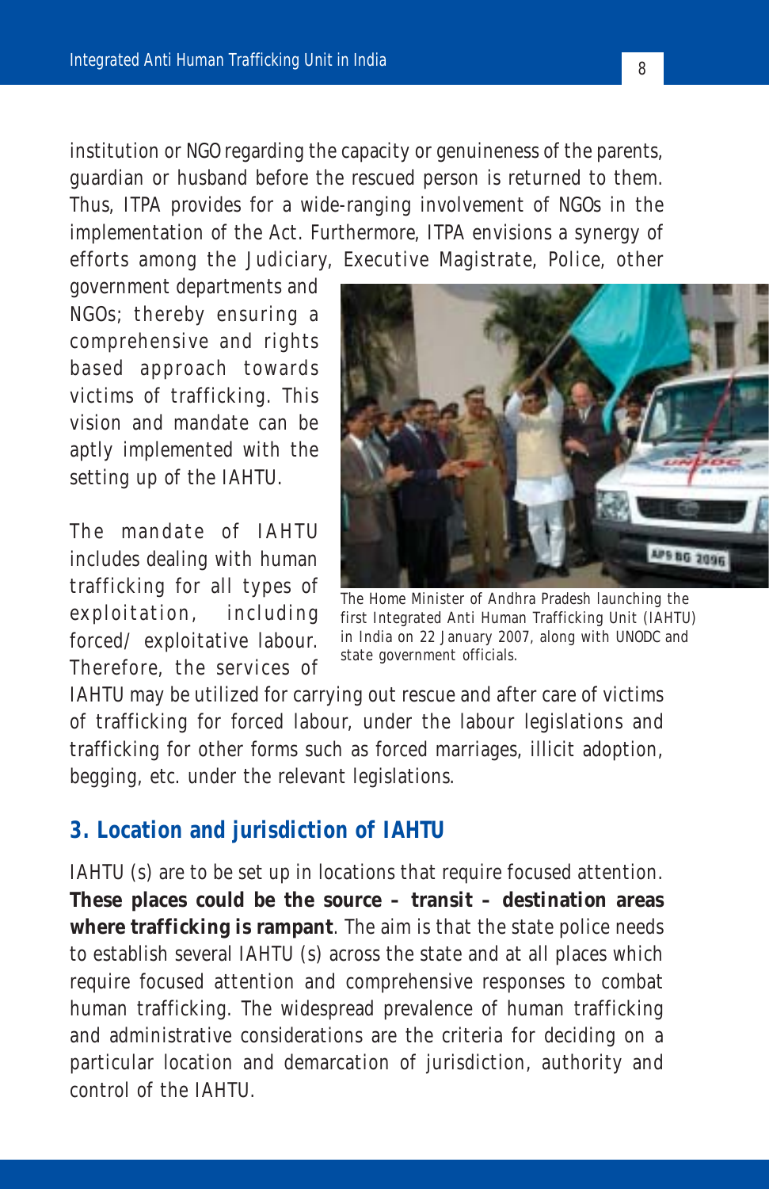institution or NGO regarding the capacity or genuineness of the parents, guardian or husband before the rescued person is returned to them. Thus, ITPA provides for a wide-ranging involvement of NGOs in the implementation of the Act. Furthermore, ITPA envisions a synergy of efforts among the Judiciary, Executive Magistrate, Police, other government departments and NGOs; thereby ensuring a comprehensive and rights based approach towards victims of trafficking. This vision and mandate can be aptly implemented with the setting up of the IAHTU.

The Home Minister of Andhra Pradesh launching the first Integrated Anti Human Trafficking Unit (IAHTU) in India on 22 January 2007, along with UNODC and state government officials.

The mandate of IAHTU includes dealing with human trafficking for all types of exploitation, including forced/ exploitative labour. Therefore, the services of IAHTU may be utilized for carrying out rescue and after care of victims of trafficking for forced labour, under the labour legislations and trafficking for other forms such as forced marriages, illicit adoption, begging, etc. under the relevant legislations.

## 3. Location and jurisdiction of IAHTU

IAHTU (s) are to be set up in locations that require focused attention. **These places could be the source – transit – destination areas where trafficking is rampant**. The aim is that the state police needs to establish several IAHTU (s) across the state and at all places which require focused attention and comprehensive responses to combat human trafficking. The widespread prevalence of human trafficking and administrative considerations are the criteria for deciding on a particular location and demarcation of jurisdiction, authority and control of the IAHTU.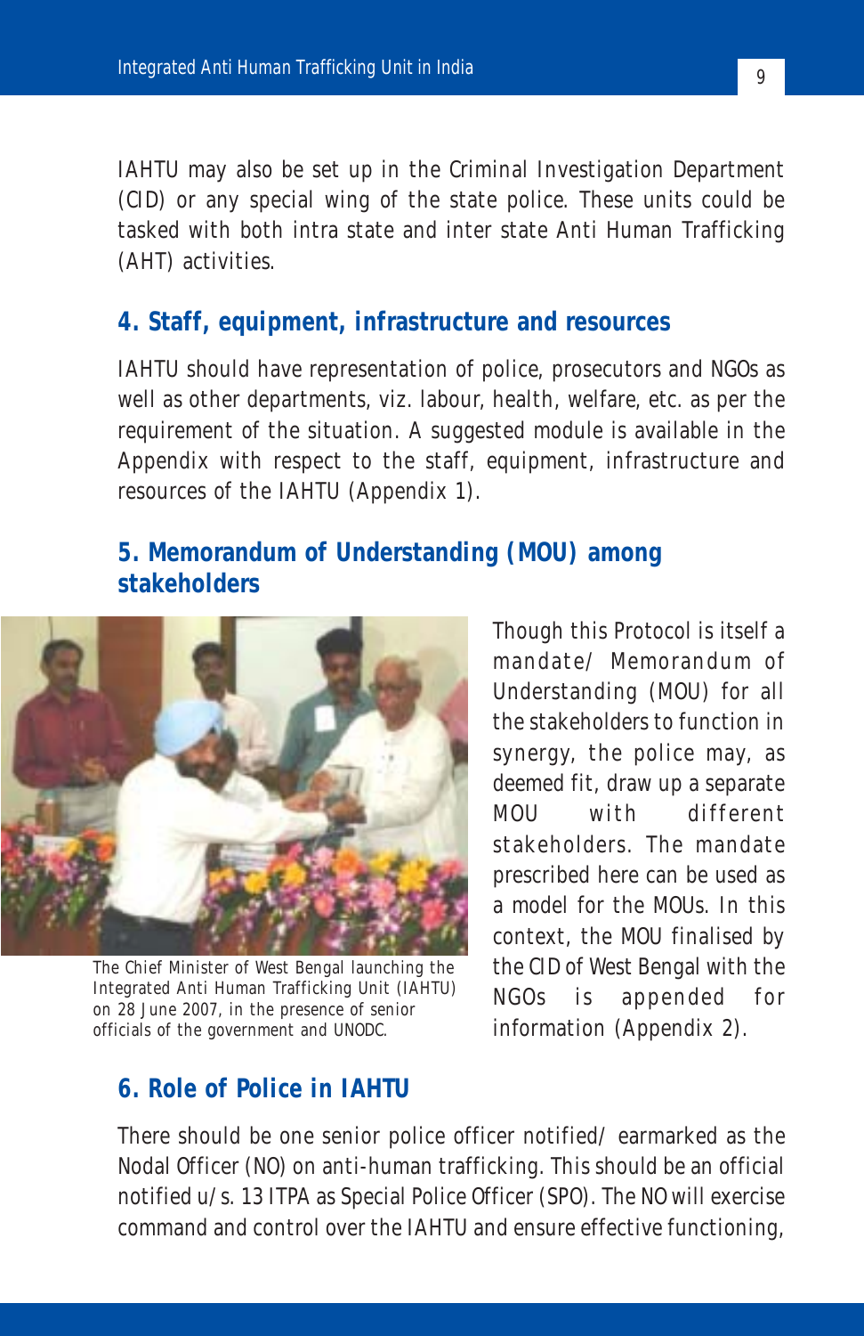IAHTU may also be set up in the Criminal Investigation Department (CID) or any special wing of the state police. These units could be tasked with both intra state and inter state Anti Human Trafficking (AHT) activities.

## 4. Staff, equipment, infrastructure and resources

IAHTU should have representation of police, prosecutors and NGOs as well as other departments, viz. labour, health, welfare, etc. as per the requirement of the situation. A suggested module is available in the Appendix with respect to the staff, equipment, infrastructure and resources of the IAHTU (Appendix 1).

## 5. Memorandum of Understanding (MOU) among stakeholders

Though this Protocol is itself a mandate/ Memorandum of Understanding (MOU) for all the stakeholders to function in synergy, the police may, as deemed fit, draw up a separate MOU with different stakeholders. The mandate prescribed here can be used as a model for the MOUs. In this context, the MOU finalised by the CID of West Bengal with the NGOs is appended for information (Appendix 2).

The Chief Minister of West Bengal launching the Integrated Anti Human Trafficking Unit (IAHTU) on 28 June 2007, in the presence of senior officials of the government and UNODC.

## 6. Role of Police in IAHTU

There should be one senior police officer notified/ earmarked as the Nodal Officer (NO) on anti-human trafficking. This should be an official notified u/s. 13 ITPA as Special Police Officer (SPO). The NO will exercise command and control over the IAHTU and ensure effective functioning,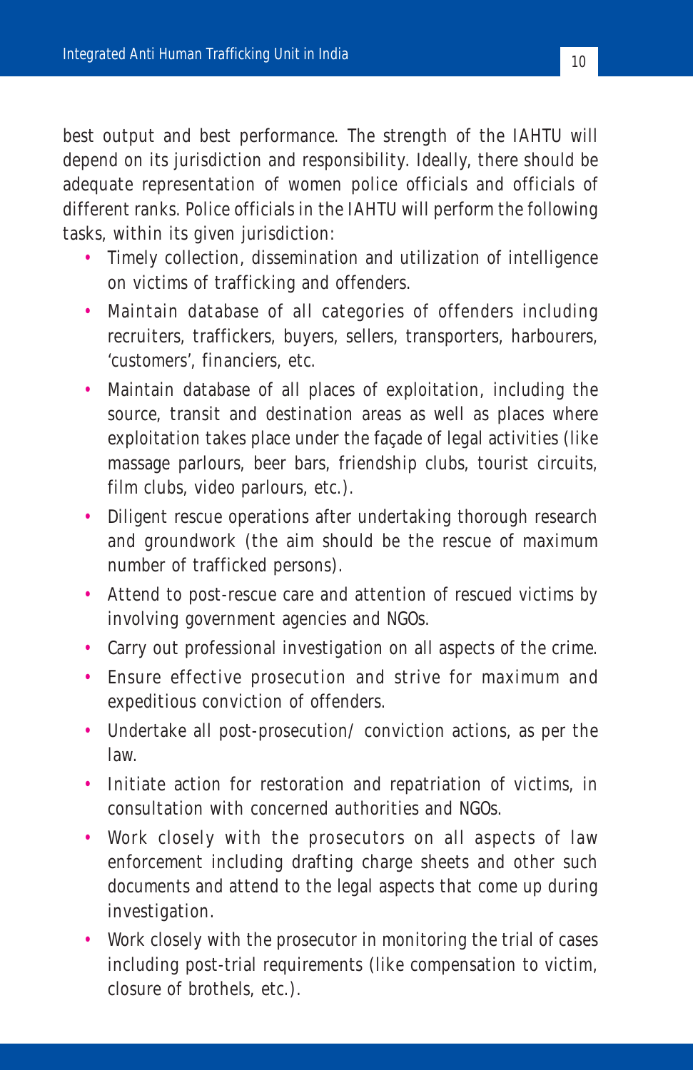best output and best performance. The strength of the IAHTU will depend on its jurisdiction and responsibility. Ideally, there should be adequate representation of women police officials and officials of different ranks. Police officials in the IAHTU will perform the following tasks, within its given jurisdiction:

- Timely collection, dissemination and utilization of intelligence on victims of trafficking and offenders.
- Maintain database of all categories of offenders including recruiters, traffickers, buyers, sellers, transporters, harbourers, 'customers', financiers, etc.
- Maintain database of all places of exploitation, including the source, transit and destination areas as well as places where exploitation takes place under the façade of legal activities (like massage parlours, beer bars, friendship clubs, tourist circuits, film clubs, video parlours, etc.).
- Diligent rescue operations after undertaking thorough research and groundwork (the aim should be the rescue of maximum number of trafficked persons).
- Attend to post-rescue care and attention of rescued victims by involving government agencies and NGOs.
- Carry out professional investigation on all aspects of the crime.
- Ensure effective prosecution and strive for maximum and expeditious conviction of offenders.
- Undertake all post-prosecution/ conviction actions, as per the law.
- Initiate action for restoration and repatriation of victims, in consultation with concerned authorities and NGOs.
- Work closely with the prosecutors on all aspects of law enforcement including drafting charge sheets and other such documents and attend to the legal aspects that come up during investigation.
- Work closely with the prosecutor in monitoring the trial of cases including post-trial requirements (like compensation to victim, closure of brothels, etc.).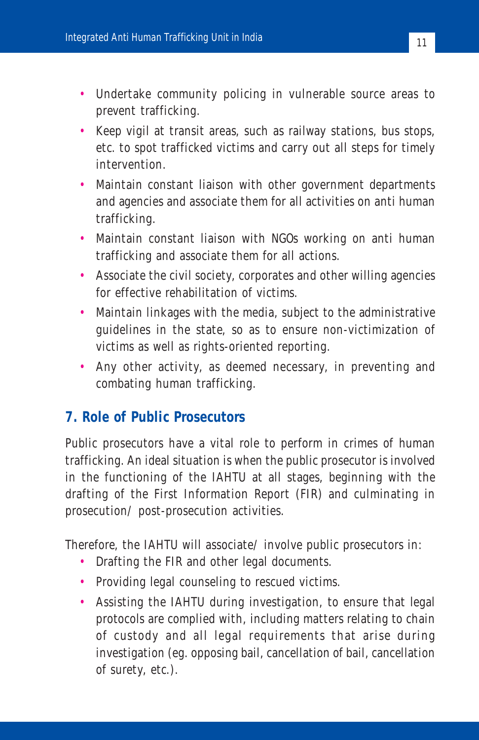- Undertake community policing in vulnerable source areas to prevent trafficking.
- Keep vigil at transit areas, such as railway stations, bus stops, etc. to spot trafficked victims and carry out all steps for timely intervention.
- Maintain constant liaison with other government departments and agencies and associate them for all activities on anti human trafficking.
- Maintain constant liaison with NGOs working on anti human trafficking and associate them for all actions.
- Associate the civil society, corporates and other willing agencies for effective rehabilitation of victims.
- Maintain linkages with the media, subject to the administrative guidelines in the state, so as to ensure non-victimization of victims as well as rights-oriented reporting.
- Any other activity, as deemed necessary, in preventing and combating human trafficking.

## 7. Role of Public Prosecutors

Public prosecutors have a vital role to perform in crimes of human trafficking. An ideal situation is when the public prosecutor is involved in the functioning of the IAHTU at all stages, beginning with the drafting of the First Information Report (FIR) and culminating in prosecution/ post-prosecution activities.

Therefore, the IAHTU will associate/ involve public prosecutors in:

- Drafting the FIR and other legal documents.
- Providing legal counseling to rescued victims.
- Assisting the IAHTU during investigation, to ensure that legal protocols are complied with, including matters relating to chain of custody and all legal requirements that arise during investigation (eg. opposing bail, cancellation of bail, cancellation of surety, etc.).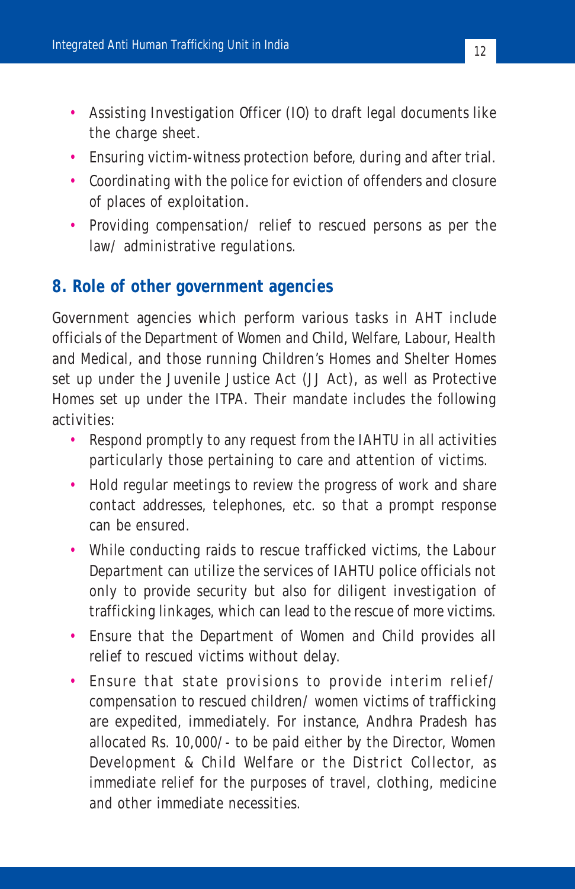- Assisting Investigation Officer (IO) to draft legal documents like the charge sheet.
- Ensuring victim-witness protection before, during and after trial.
- Coordinating with the police for eviction of offenders and closure of places of exploitation.
- Providing compensation/ relief to rescued persons as per the law/ administrative regulations.

## 8. Role of other government agencies

Government agencies which perform various tasks in AHT include officials of the Department of Women and Child, Welfare, Labour, Health and Medical, and those running Children's Homes and Shelter Homes set up under the Juvenile Justice Act (JJ Act), as well as Protective Homes set up under the ITPA. Their mandate includes the following activities:

- Respond promptly to any request from the IAHTU in all activities particularly those pertaining to care and attention of victims.
- Hold regular meetings to review the progress of work and share contact addresses, telephones, etc. so that a prompt response can be ensured.
- While conducting raids to rescue trafficked victims, the Labour Department can utilize the services of IAHTU police officials not only to provide security but also for diligent investigation of trafficking linkages, which can lead to the rescue of more victims.
- Ensure that the Department of Women and Child provides all relief to rescued victims without delay.
- Ensure that state provisions to provide interim relief/ compensation to rescued children/ women victims of trafficking are expedited, immediately. For instance, Andhra Pradesh has allocated Rs. 10,000/- to be paid either by the Director, Women Development & Child Welfare or the District Collector, as immediate relief for the purposes of travel, clothing, medicine and other immediate necessities.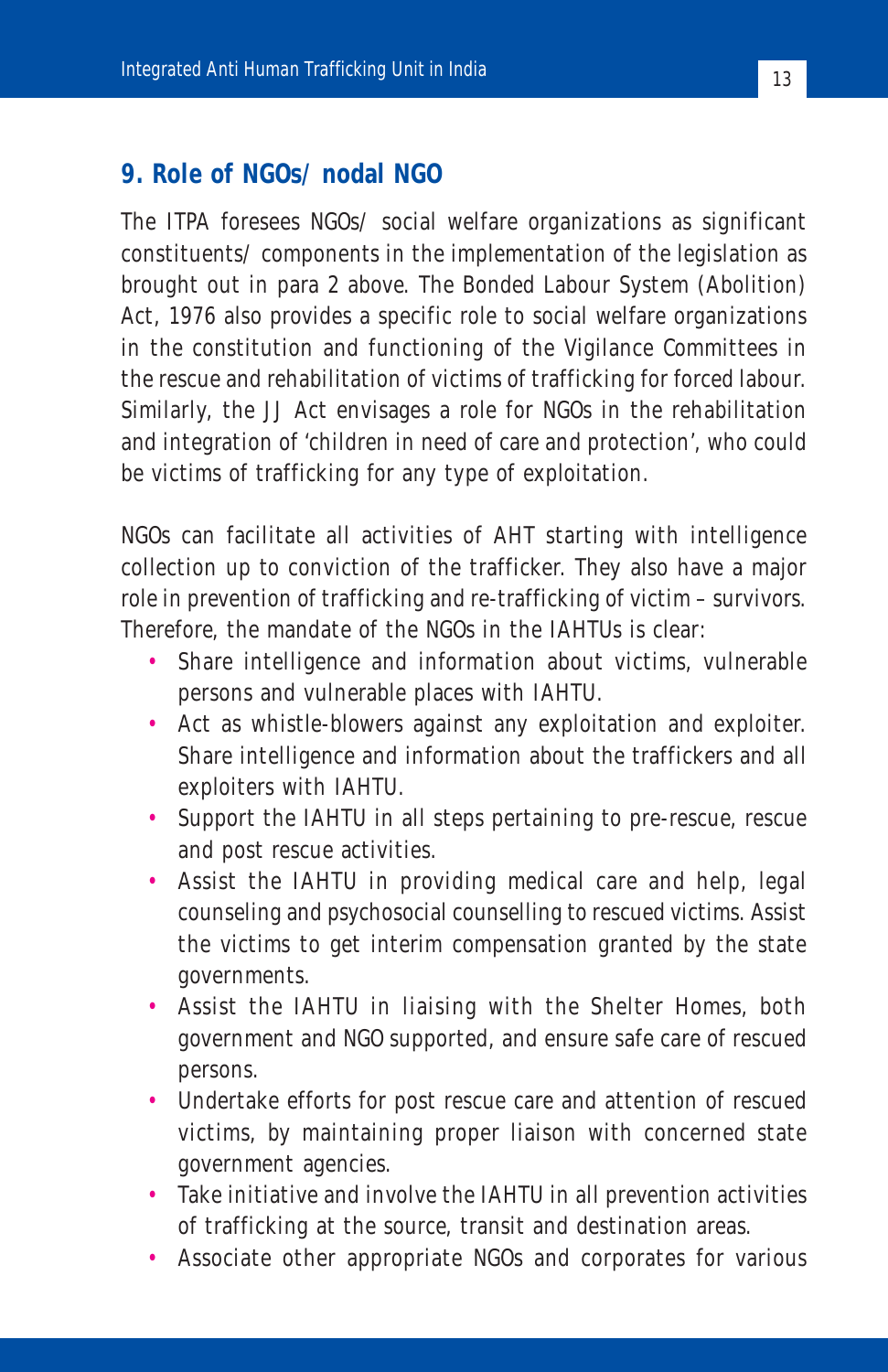## 9. Role of NGOs/ nodal NGO

The ITPA foresees NGOs/ social welfare organizations as significant constituents/ components in the implementation of the legislation as brought out in para 2 above. The Bonded Labour System (Abolition) Act, 1976 also provides a specific role to social welfare organizations in the constitution and functioning of the Vigilance Committees in the rescue and rehabilitation of victims of trafficking for forced labour. Similarly, the JJ Act envisages a role for NGOs in the rehabilitation and integration of 'children in need of care and protection', who could be victims of trafficking for any type of exploitation.

NGOs can facilitate all activities of AHT starting with intelligence collection up to conviction of the trafficker. They also have a major role in prevention of trafficking and re-trafficking of victim – survivors. Therefore, the mandate of the NGOs in the IAHTUs is clear:

- Share intelligence and information about victims, vulnerable persons and vulnerable places with IAHTU.
- Act as whistle-blowers against any exploitation and exploiter. Share intelligence and information about the traffickers and all exploiters with IAHTU.
- Support the IAHTU in all steps pertaining to pre-rescue, rescue and post rescue activities.
- Assist the IAHTU in providing medical care and help, legal counseling and psychosocial counselling to rescued victims. Assist the victims to get interim compensation granted by the state governments.
- Assist the IAHTU in liaising with the Shelter Homes, both government and NGO supported, and ensure safe care of rescued persons.
- Undertake efforts for post rescue care and attention of rescued victims, by maintaining proper liaison with concerned state government agencies.
- Take initiative and involve the IAHTU in all prevention activities of trafficking at the source, transit and destination areas.
- Associate other appropriate NGOs and corporates for various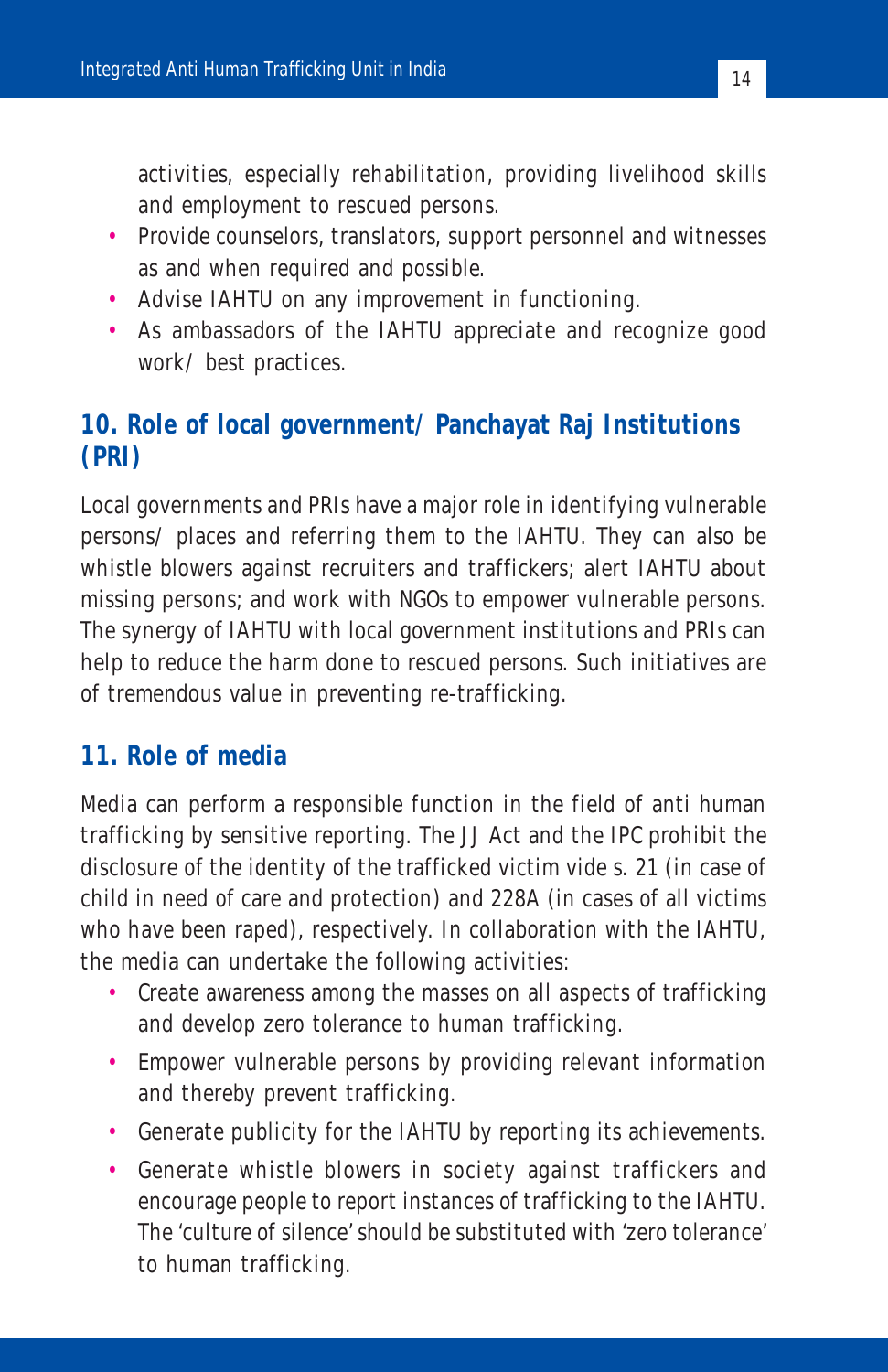activities, especially rehabilitation, providing livelihood skills and employment to rescued persons.

- Provide counselors, translators, support personnel and witnesses as and when required and possible.
- Advise IAHTU on any improvement in functioning.
- As ambassadors of the IAHTU appreciate and recognize good work/ best practices.

## 10. Role of local government/ Panchayat Raj Institutions (PRI)

Local governments and PRIs have a major role in identifying vulnerable persons/ places and referring them to the IAHTU. They can also be whistle blowers against recruiters and traffickers; alert IAHTU about missing persons; and work with NGOs to empower vulnerable persons. The synergy of IAHTU with local government institutions and PRIs can help to reduce the harm done to rescued persons. Such initiatives are of tremendous value in preventing re-trafficking.

## 11. Role of media

Media can perform a responsible function in the field of anti human trafficking by sensitive reporting. The JJ Act and the IPC prohibit the disclosure of the identity of the trafficked victim vide s. 21 (in case of child in need of care and protection) and 228A (in cases of all victims who have been raped), respectively. In collaboration with the IAHTU, the media can undertake the following activities:

- Create awareness among the masses on all aspects of trafficking and develop zero tolerance to human trafficking.
- Empower vulnerable persons by providing relevant information and thereby prevent trafficking.
- Generate publicity for the IAHTU by reporting its achievements.
- Generate whistle blowers in society against traffickers and encourage people to report instances of trafficking to the IAHTU. The 'culture of silence' should be substituted with 'zero tolerance' to human trafficking.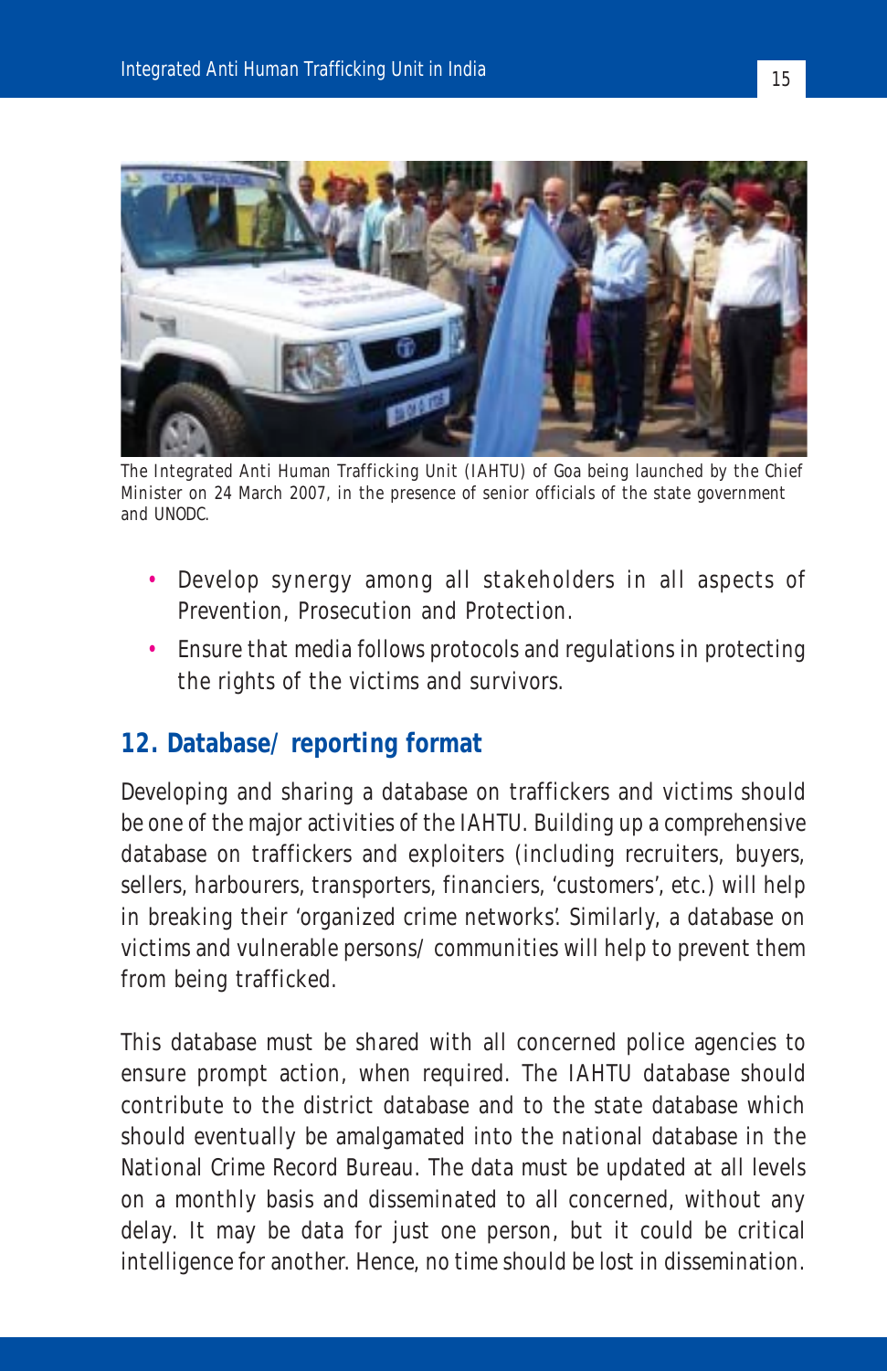The Integrated Anti Human Trafficking Unit (IAHTU) of Goa being launched by the Chief Minister on 24 March 2007, in the presence of senior officials of the state government and UNODC.

- Develop synergy among all stakeholders in all aspects of Prevention, Prosecution and Protection.
- Ensure that media follows protocols and regulations in protecting the rights of the victims and survivors.

## 12. Database/ reporting format

Developing and sharing a database on traffickers and victims should be one of the major activities of the IAHTU. Building up a comprehensive database on traffickers and exploiters (including recruiters, buyers, sellers, harbourers, transporters, financiers, 'customers', etc.) will help in breaking their 'organized crime networks'. Similarly, a database on victims and vulnerable persons/ communities will help to prevent them from being trafficked.

This database must be shared with all concerned police agencies to ensure prompt action, when required. The IAHTU database should contribute to the district database and to the state database which should eventually be amalgamated into the national database in the National Crime Record Bureau. The data must be updated at all levels on a monthly basis and disseminated to all concerned, without any delay. It may be data for just one person, but it could be critical intelligence for another. Hence, no time should be lost in dissemination.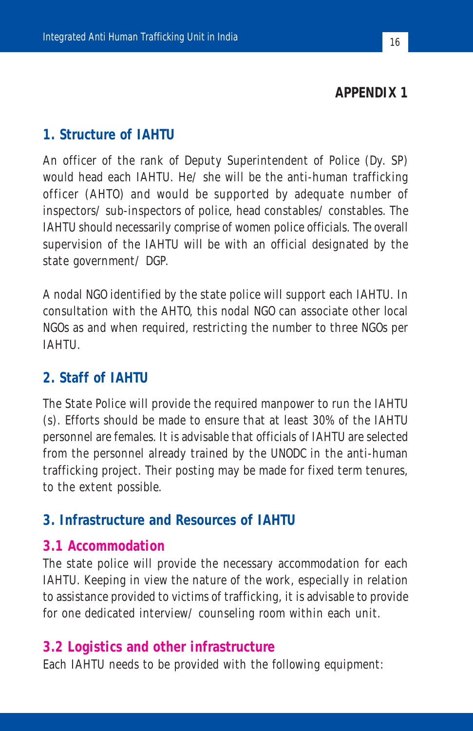## APPENDIX 1

## 1. Structure of IAHTU

An officer of the rank of Deputy Superintendent of Police (Dy. SP) would head each IAHTU. He/ she will be the anti-human trafficking officer (AHTO) and would be supported by adequate number of inspectors/ sub-inspectors of police, head constables/ constables. The IAHTU should necessarily comprise of women police officials. The overall supervision of the IAHTU will be with an official designated by the state government/ DGP.

A nodal NGO identified by the state police will support each IAHTU. In consultation with the AHTO, this nodal NGO can associate other local NGOs as and when required, restricting the number to three NGOs per IAHTU.

## 2. Staff of IAHTU

The State Police will provide the required manpower to run the IAHTU (s). Efforts should be made to ensure that at least 30% of the IAHTU personnel are females. It is advisable that officials of IAHTU are selected from the personnel already trained by the UNODC in the anti-human trafficking project. Their posting may be made for fixed term tenures, to the extent possible.

## 3. Infrastructure and Resources of IAHTU

### 3.1 Accommodation

The state police will provide the necessary accommodation for each IAHTU. Keeping in view the nature of the work, especially in relation to assistance provided to victims of trafficking, it is advisable to provide for one dedicated interview/ counseling room within each unit.

### 3.2 Logistics and other infrastructure

Each IAHTU needs to be provided with the following equipment: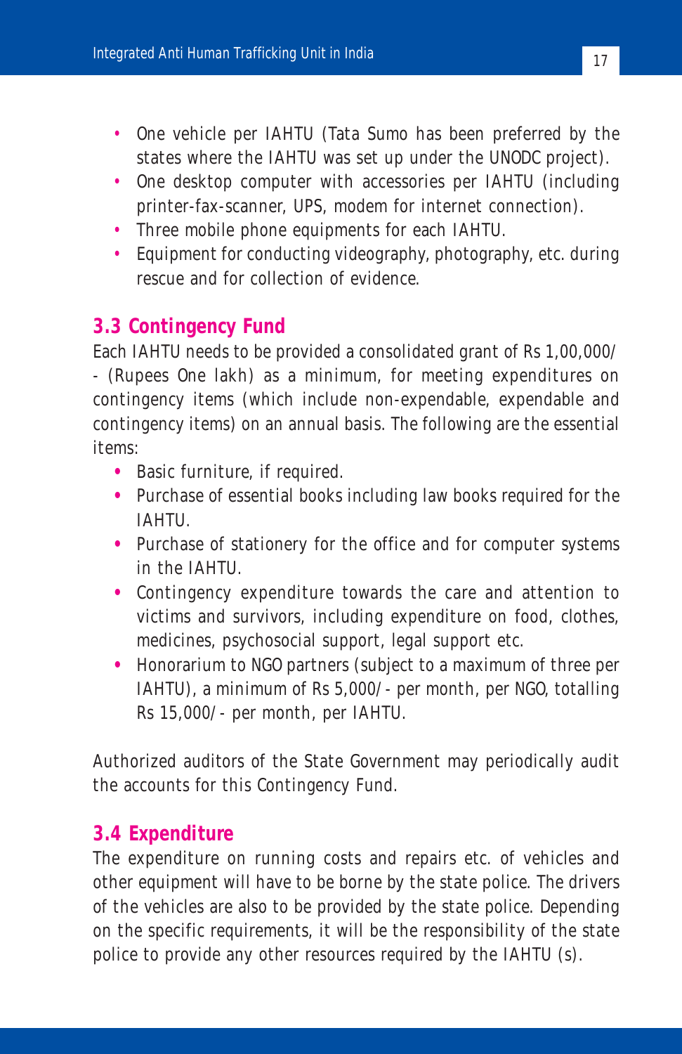- One vehicle per IAHTU (Tata Sumo has been preferred by the states where the IAHTU was set up under the UNODC project).
- One desktop computer with accessories per IAHTU (including printer-fax-scanner, UPS, modem for internet connection).
- Three mobile phone equipments for each IAHTU.
- Equipment for conducting videography, photography, etc. during rescue and for collection of evidence.

## 3.3 Contingency Fund

Each IAHTU needs to be provided a consolidated grant of Rs 1,00,000/- (Rupees One lakh) as a minimum, for meeting expenditures on contingency items (which include non-expendable, expendable and contingency items) on an annual basis. The following are the essential items:

- Basic furniture, if required.
- Purchase of essential books including law books required for the IAHTU.
- Purchase of stationery for the office and for computer systems in the IAHTU.
- Contingency expenditure towards the care and attention to victims and survivors, including expenditure on food, clothes, medicines, psychosocial support, legal support etc.
- Honorarium to NGO partners (subject to a maximum of three per IAHTU), a minimum of Rs 5,000/- per month, per NGO, totalling Rs 15,000/- per month, per IAHTU.

Authorized auditors of the State Government may periodically audit the accounts for this Contingency Fund.

## 3.4 Expenditure

The expenditure on running costs and repairs etc. of vehicles and other equipment will have to be borne by the state police. The drivers of the vehicles are also to be provided by the state police. Depending on the specific requirements, it will be the responsibility of the state police to provide any other resources required by the IAHTU (s).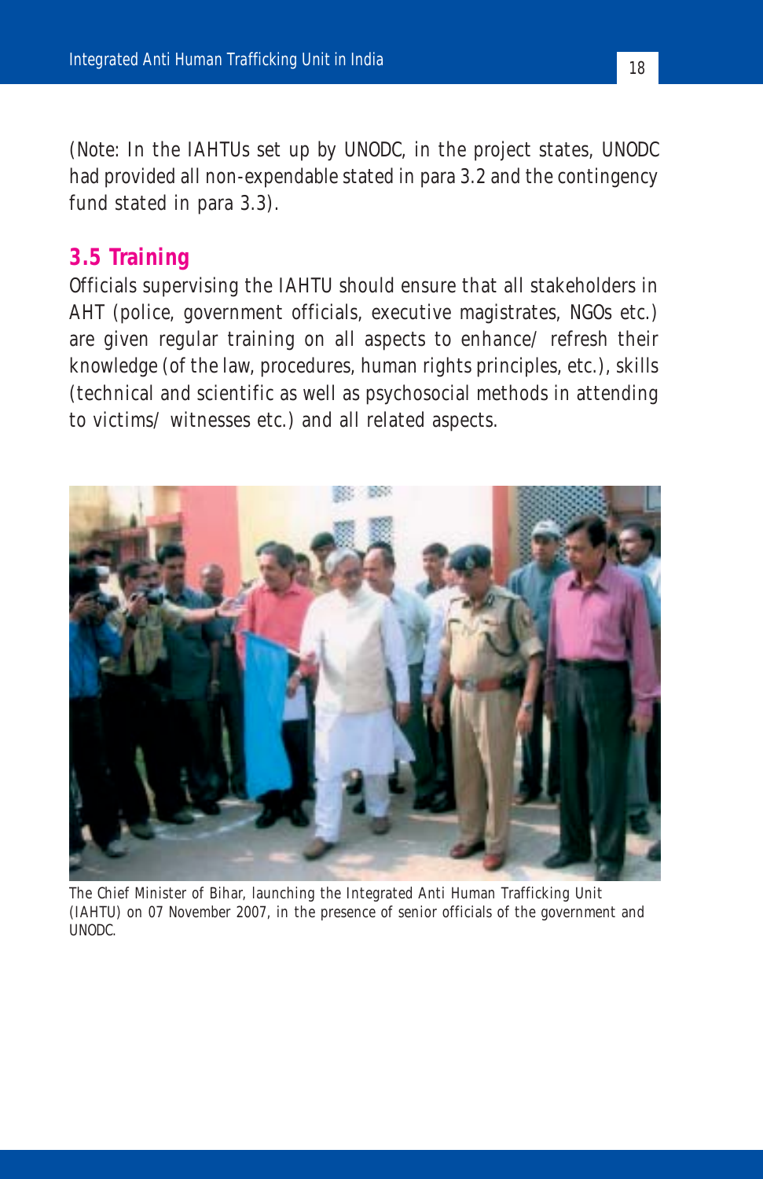(Note: In the IAHTUs set up by UNODC, in the project states, UNODC had provided all non-expendable stated in para 3.2 and the contingency fund stated in para 3.3).

### 3.5 Training

Officials supervising the IAHTU should ensure that all stakeholders in AHT (police, government officials, executive magistrates, NGOs etc.) are given regular training on all aspects to enhance/ refresh their knowledge (of the law, procedures, human rights principles, etc.), skills (technical and scientific as well as psychosocial methods in attending to victims/ witnesses etc.) and all related aspects.

The Chief Minister of Bihar, launching the Integrated Anti Human Trafficking Unit (IAHTU) on 07 November 2007, in the presence of senior officials of the government and UNODC.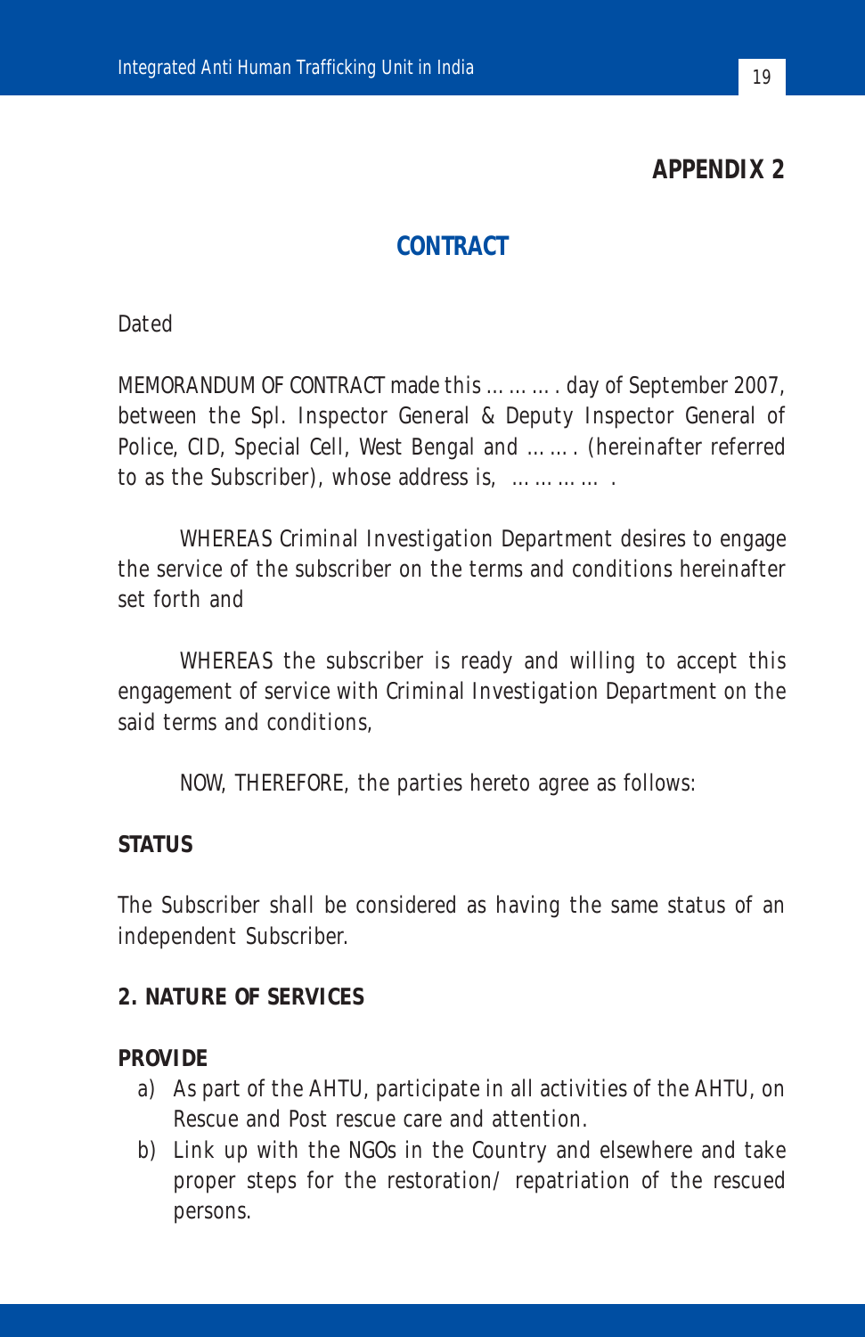# APPENDIX 2

## CONTRACT

Dated

MEMORANDUM OF CONTRACT made this ……… . day of September 2007, between the Spl. Inspector General & Deputy Inspector General of Police, CID, Special Cell, West Bengal and ……. (hereinafter referred to as the Subscriber), whose address is, ………… .

WHEREAS Criminal Investigation Department desires to engage the service of the subscriber on the terms and conditions hereinafter set forth and

WHEREAS the subscriber is ready and willing to accept this engagement of service with Criminal Investigation Department on the said terms and conditions,

NOW, THEREFORE, the parties hereto agree as follows:

**STATUS**

The Subscriber shall be considered as having the same status of an independent Subscriber.

**2. NATURE OF SERVICES**

**PROVIDE**

a) As part of the AHTU, participate in all activities of the AHTU, on Rescue and Post rescue care and attention.
b) Link up with the NGOs in the Country and elsewhere and take proper steps for the restoration/ repatriation of the rescued persons.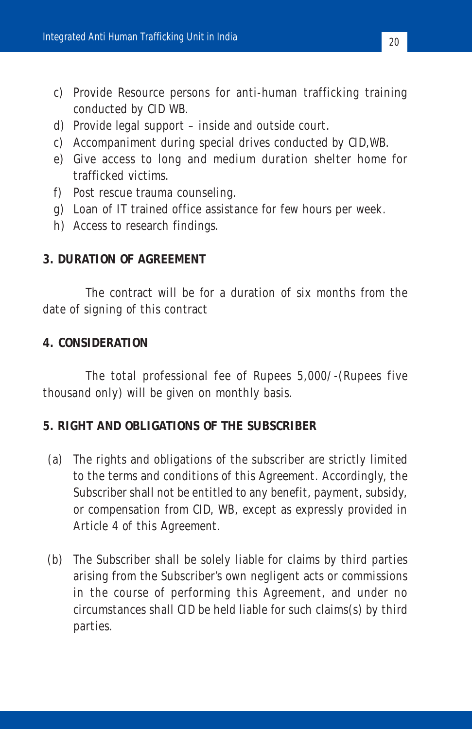c) Provide Resource persons for anti-human trafficking training conducted by CID WB.
d) Provide legal support – inside and outside court.
c) Accompaniment during special drives conducted by CID,WB.
e) Give access to long and medium duration shelter home for trafficked victims.
f) Post rescue trauma counseling.
g) Loan of IT trained office assistance for few hours per week.
h) Access to research findings.

**3. DURATION OF AGREEMENT**

The contract will be for a duration of six months from the date of signing of this contract

**4. CONSIDERATION**

The total professional fee of Rupees 5,000/-(Rupees five thousand only) will be given on monthly basis.

**5. RIGHT AND OBLIGATIONS OF THE SUBSCRIBER**

(a) The rights and obligations of the subscriber are strictly limited to the terms and conditions of this Agreement. Accordingly, the Subscriber shall not be entitled to any benefit, payment, subsidy, or compensation from CID, WB, except as expressly provided in Article 4 of this Agreement.

(b) The Subscriber shall be solely liable for claims by third parties arising from the Subscriber's own negligent acts or commissions in the course of performing this Agreement, and under no circumstances shall CID be held liable for such claims(s) by third parties.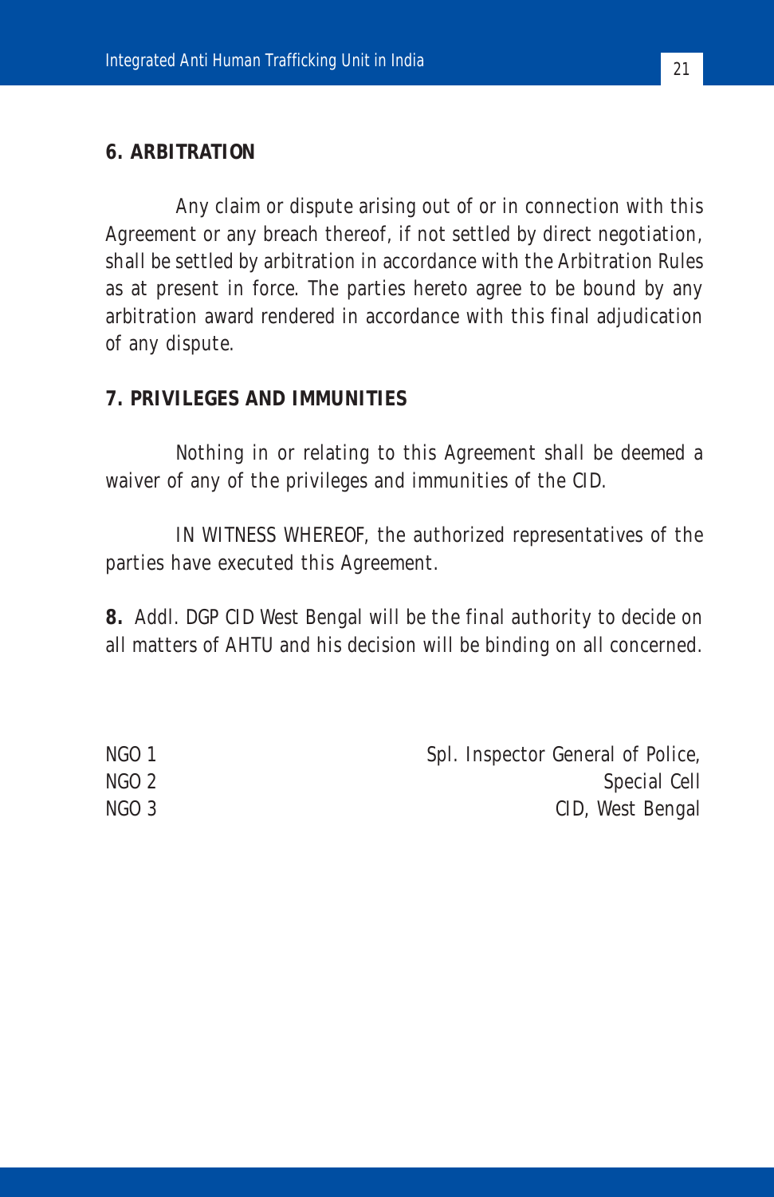**6. ARBITRATION**

Any claim or dispute arising out of or in connection with this Agreement or any breach thereof, if not settled by direct negotiation, shall be settled by arbitration in accordance with the Arbitration Rules as at present in force. The parties hereto agree to be bound by any arbitration award rendered in accordance with this final adjudication of any dispute.

**7. PRIVILEGES AND IMMUNITIES**

Nothing in or relating to this Agreement shall be deemed a waiver of any of the privileges and immunities of the CID.

IN WITNESS WHEREOF, the authorized representatives of the parties have executed this Agreement.

**8.** Addl. DGP CID West Bengal will be the final authority to decide on all matters of AHTU and his decision will be binding on all concerned.

NGO 1
NGO 2
NGO 3

Spl. Inspector General of Police,
Special Cell
CID, West Bengal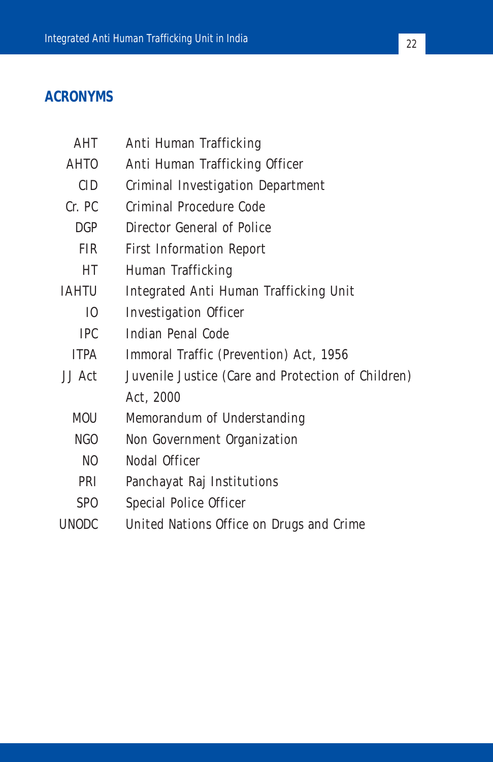## ACRONYMS

| | |
|---|---|
| AHT | Anti Human Trafficking |
| AHTO | Anti Human Trafficking Officer |
| CID | Criminal Investigation Department |
| Cr. PC | Criminal Procedure Code |
| DGP | Director General of Police |
| FIR | First Information Report |
| HT | Human Trafficking |
| IAHTU | Integrated Anti Human Trafficking Unit |
| IO | Investigation Officer |
| IPC | Indian Penal Code |
| ITPA | Immoral Traffic (Prevention) Act, 1956 |
| JJ Act | Juvenile Justice (Care and Protection of Children) Act, 2000 |
| MOU | Memorandum of Understanding |
| NGO | Non Government Organization |
| NO | Nodal Officer |
| PRI | Panchayat Raj Institutions |
| SPO | Special Police Officer |
| UNODC | United Nations Office on Drugs and Crime |